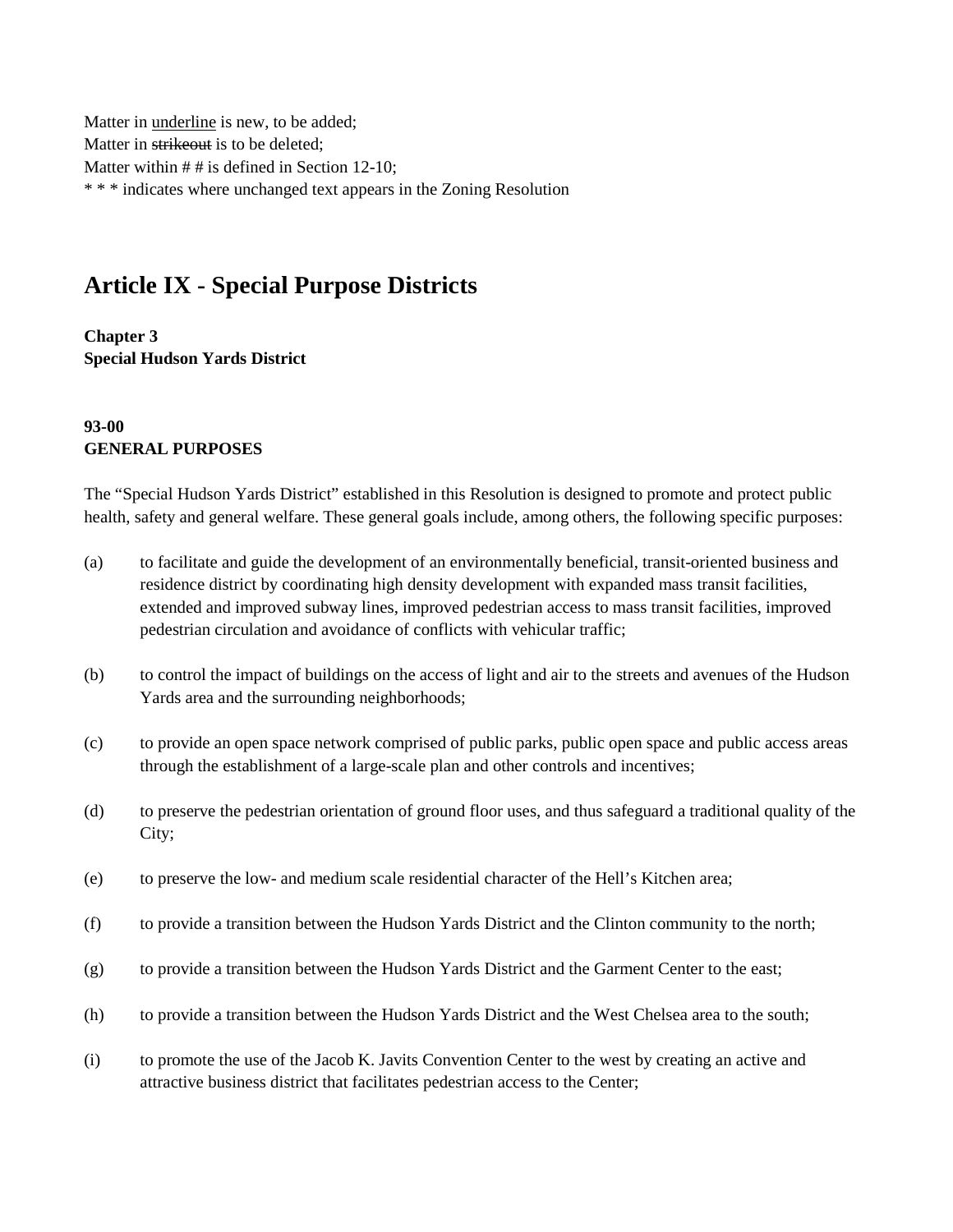Matter in <u>underline</u> is new, to be added;
Matter in ~~strikeout~~ is to be deleted;
Matter within # # is defined in Section 12-10;
* * * indicates where unchanged text appears in the Zoning Resolution

# Article IX - Special Purpose Districts

**Chapter 3**
**Special Hudson Yards District**

**93-00**
**GENERAL PURPOSES**

The "Special Hudson Yards District" established in this Resolution is designed to promote and protect public health, safety and general welfare. These general goals include, among others, the following specific purposes:

(a) to facilitate and guide the development of an environmentally beneficial, transit-oriented business and residence district by coordinating high density development with expanded mass transit facilities, extended and improved subway lines, improved pedestrian access to mass transit facilities, improved pedestrian circulation and avoidance of conflicts with vehicular traffic;

(b) to control the impact of buildings on the access of light and air to the streets and avenues of the Hudson Yards area and the surrounding neighborhoods;

(c) to provide an open space network comprised of public parks, public open space and public access areas through the establishment of a large-scale plan and other controls and incentives;

(d) to preserve the pedestrian orientation of ground floor uses, and thus safeguard a traditional quality of the City;

(e) to preserve the low- and medium scale residential character of the Hell's Kitchen area;

(f) to provide a transition between the Hudson Yards District and the Clinton community to the north;

(g) to provide a transition between the Hudson Yards District and the Garment Center to the east;

(h) to provide a transition between the Hudson Yards District and the West Chelsea area to the south;

(i) to promote the use of the Jacob K. Javits Convention Center to the west by creating an active and attractive business district that facilitates pedestrian access to the Center;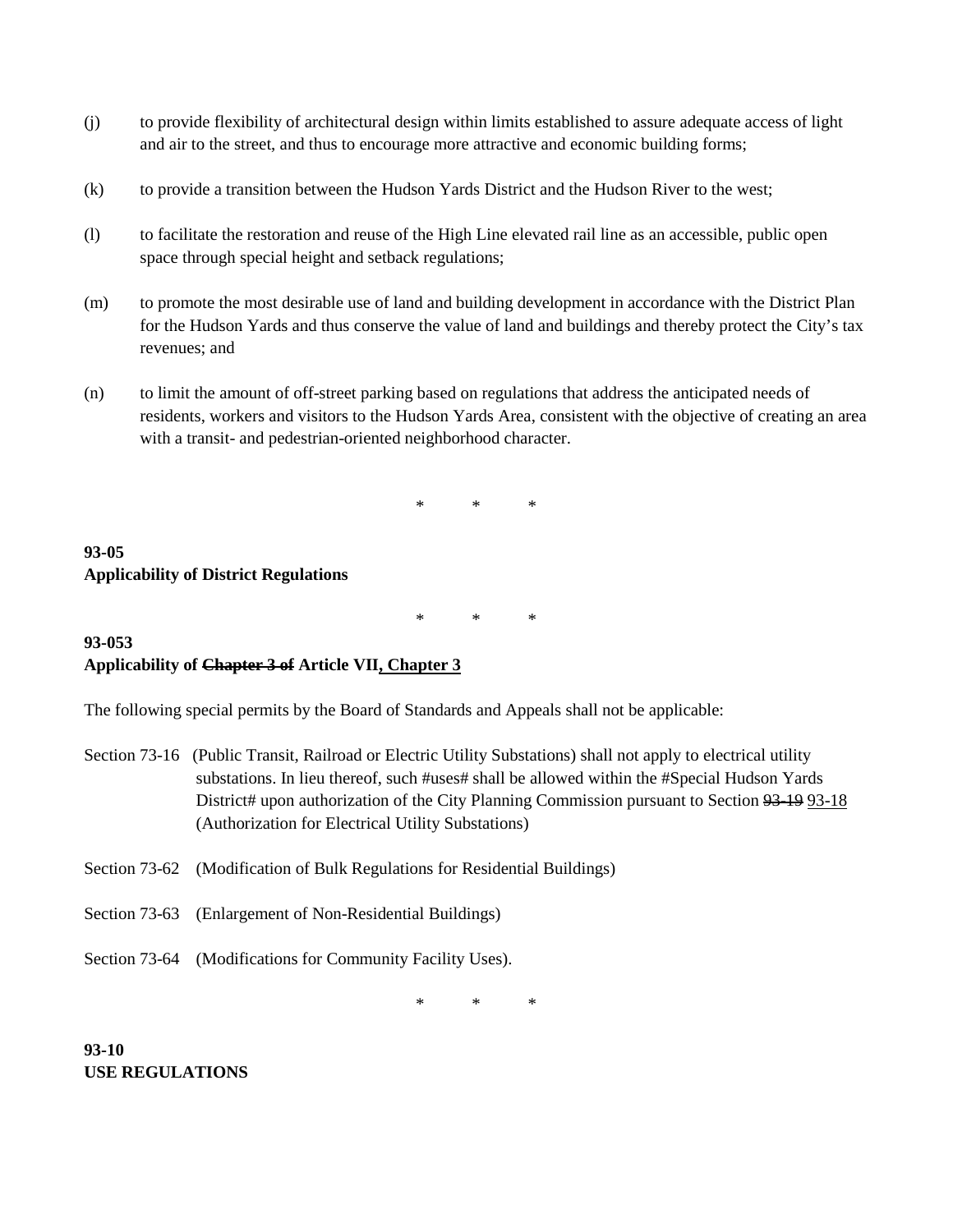(j) to provide flexibility of architectural design within limits established to assure adequate access of light and air to the street, and thus to encourage more attractive and economic building forms;

(k) to provide a transition between the Hudson Yards District and the Hudson River to the west;

(l) to facilitate the restoration and reuse of the High Line elevated rail line as an accessible, public open space through special height and setback regulations;

(m) to promote the most desirable use of land and building development in accordance with the District Plan for the Hudson Yards and thus conserve the value of land and buildings and thereby protect the City's tax revenues; and

(n) to limit the amount of off-street parking based on regulations that address the anticipated needs of residents, workers and visitors to the Hudson Yards Area, consistent with the objective of creating an area with a transit- and pedestrian-oriented neighborhood character.

\* \* \*

**93-05**
**Applicability of District Regulations**

\* \* \*

**93-053**
**Applicability of ~~Chapter 3 of~~ Article VII<u>, Chapter 3</u>**

The following special permits by the Board of Standards and Appeals shall not be applicable:

Section 73-16 (Public Transit, Railroad or Electric Utility Substations) shall not apply to electrical utility substations. In lieu thereof, such #uses# shall be allowed within the #Special Hudson Yards District# upon authorization of the City Planning Commission pursuant to Section ~~93-19~~ <u>93-18</u> (Authorization for Electrical Utility Substations)

Section 73-62 (Modification of Bulk Regulations for Residential Buildings)

Section 73-63 (Enlargement of Non-Residential Buildings)

Section 73-64 (Modifications for Community Facility Uses).

\* \* \*

**93-10**
**USE REGULATIONS**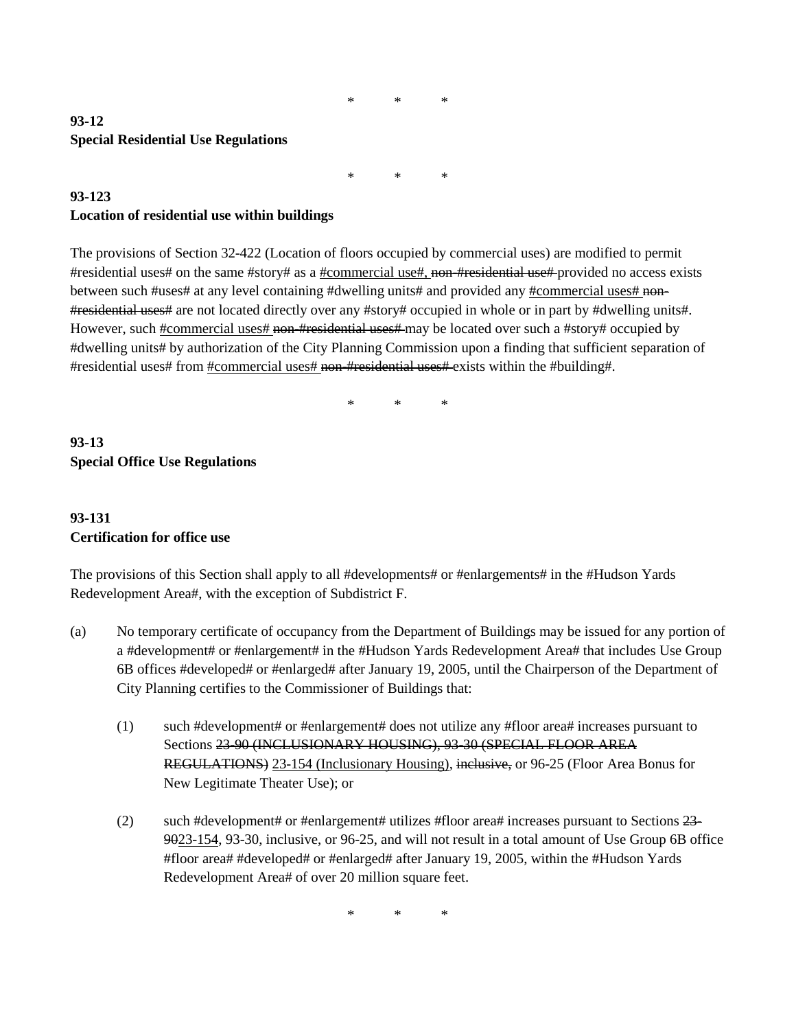\*     \*     \*

**93-12**
**Special Residential Use Regulations**

\*     \*     \*

**93-123**
**Location of residential use within buildings**

The provisions of Section 32-422 (Location of floors occupied by commercial uses) are modified to permit #residential uses# on the same #story# as a <u>#commercial use#,</u> ~~non-#residential use#~~ provided no access exists between such #uses# at any level containing #dwelling units# and provided any <u>#commercial uses#</u> ~~non-#residential uses#~~ are not located directly over any #story# occupied in whole or in part by #dwelling units#. However, such <u>#commercial uses#</u> ~~non-#residential uses#~~ may be located over such a #story# occupied by #dwelling units# by authorization of the City Planning Commission upon a finding that sufficient separation of #residential uses# from <u>#commercial uses#</u> ~~non-#residential uses#~~ exists within the #building#.

\*     \*     \*

**93-13**
**Special Office Use Regulations**

**93-131**
**Certification for office use**

The provisions of this Section shall apply to all #developments# or #enlargements# in the #Hudson Yards Redevelopment Area#, with the exception of Subdistrict F.

(a) No temporary certificate of occupancy from the Department of Buildings may be issued for any portion of a #development# or #enlargement# in the #Hudson Yards Redevelopment Area# that includes Use Group 6B offices #developed# or #enlarged# after January 19, 2005, until the Chairperson of the Department of City Planning certifies to the Commissioner of Buildings that:

(1) such #development# or #enlargement# does not utilize any #floor area# increases pursuant to Sections ~~23-90 (INCLUSIONARY HOUSING), 93-30 (SPECIAL FLOOR AREA REGULATIONS)~~ <u>23-154 (Inclusionary Housing)</u>, ~~inclusive,~~ or 96-25 (Floor Area Bonus for New Legitimate Theater Use); or

(2) such #development# or #enlargement# utilizes #floor area# increases pursuant to Sections ~~23-90~~<u>23-154</u>, 93-30, inclusive, or 96-25, and will not result in a total amount of Use Group 6B office #floor area# #developed# or #enlarged# after January 19, 2005, within the #Hudson Yards Redevelopment Area# of over 20 million square feet.

\*     \*     \*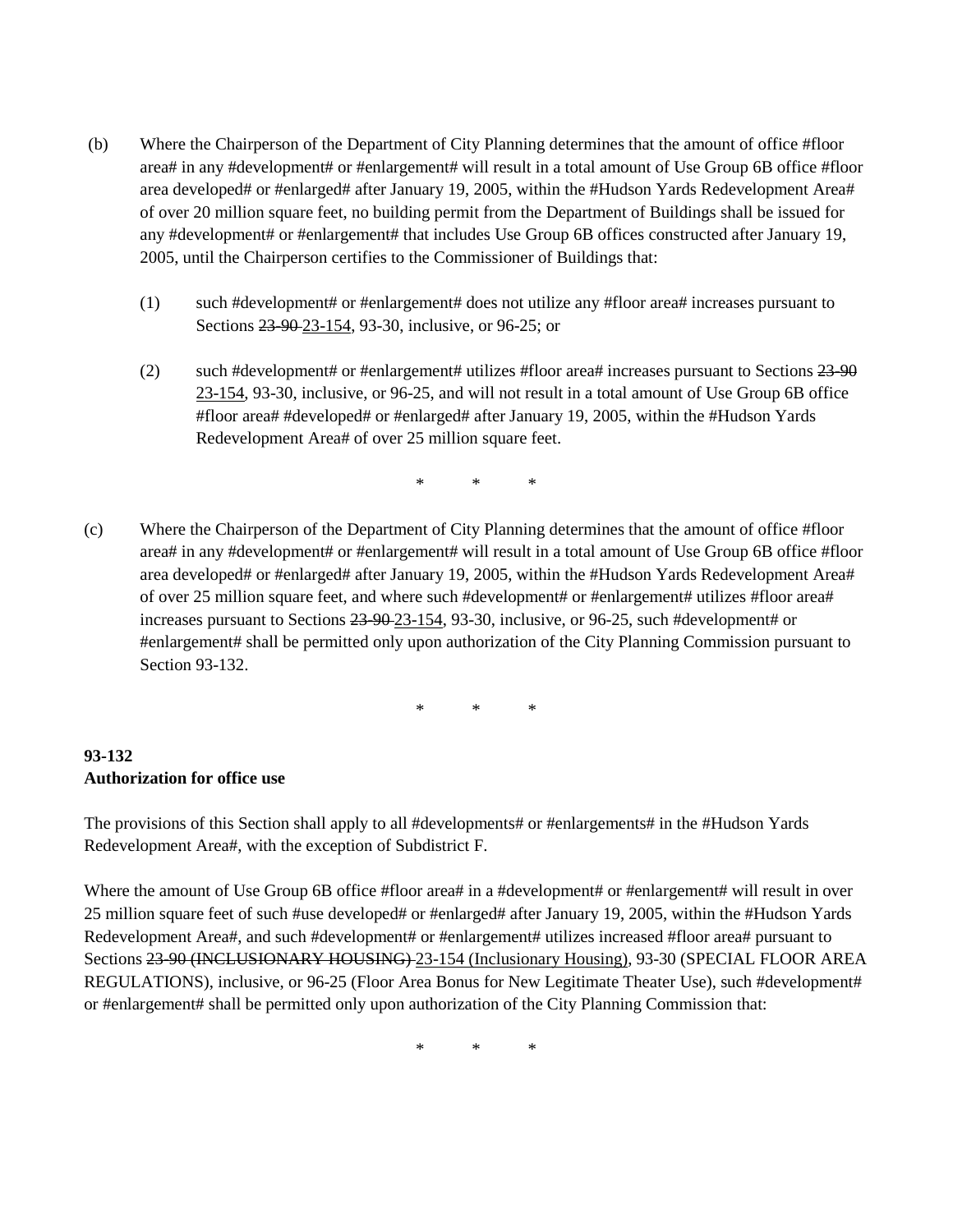(b) Where the Chairperson of the Department of City Planning determines that the amount of office #floor area# in any #development# or #enlargement# will result in a total amount of Use Group 6B office #floor area developed# or #enlarged# after January 19, 2005, within the #Hudson Yards Redevelopment Area# of over 20 million square feet, no building permit from the Department of Buildings shall be issued for any #development# or #enlargement# that includes Use Group 6B offices constructed after January 19, 2005, until the Chairperson certifies to the Commissioner of Buildings that:

   (1) such #development# or #enlargement# does not utilize any #floor area# increases pursuant to Sections ~~23-90~~ 23-154, 93-30, inclusive, or 96-25; or

   (2) such #development# or #enlargement# utilizes #floor area# increases pursuant to Sections ~~23-90~~ 23-154, 93-30, inclusive, or 96-25, and will not result in a total amount of Use Group 6B office #floor area# #developed# or #enlarged# after January 19, 2005, within the #Hudson Yards Redevelopment Area# of over 25 million square feet.

\* \* \*

(c) Where the Chairperson of the Department of City Planning determines that the amount of office #floor area# in any #development# or #enlargement# will result in a total amount of Use Group 6B office #floor area developed# or #enlarged# after January 19, 2005, within the #Hudson Yards Redevelopment Area# of over 25 million square feet, and where such #development# or #enlargement# utilizes #floor area# increases pursuant to Sections ~~23-90~~ 23-154, 93-30, inclusive, or 96-25, such #development# or #enlargement# shall be permitted only upon authorization of the City Planning Commission pursuant to Section 93-132.

\* \* \*

**93-132**
**Authorization for office use**

The provisions of this Section shall apply to all #developments# or #enlargements# in the #Hudson Yards Redevelopment Area#, with the exception of Subdistrict F.

Where the amount of Use Group 6B office #floor area# in a #development# or #enlargement# will result in over 25 million square feet of such #use developed# or #enlarged# after January 19, 2005, within the #Hudson Yards Redevelopment Area#, and such #development# or #enlargement# utilizes increased #floor area# pursuant to Sections ~~23-90 (INCLUSIONARY HOUSING)~~ 23-154 (Inclusionary Housing), 93-30 (SPECIAL FLOOR AREA REGULATIONS), inclusive, or 96-25 (Floor Area Bonus for New Legitimate Theater Use), such #development# or #enlargement# shall be permitted only upon authorization of the City Planning Commission that:

\* \* \*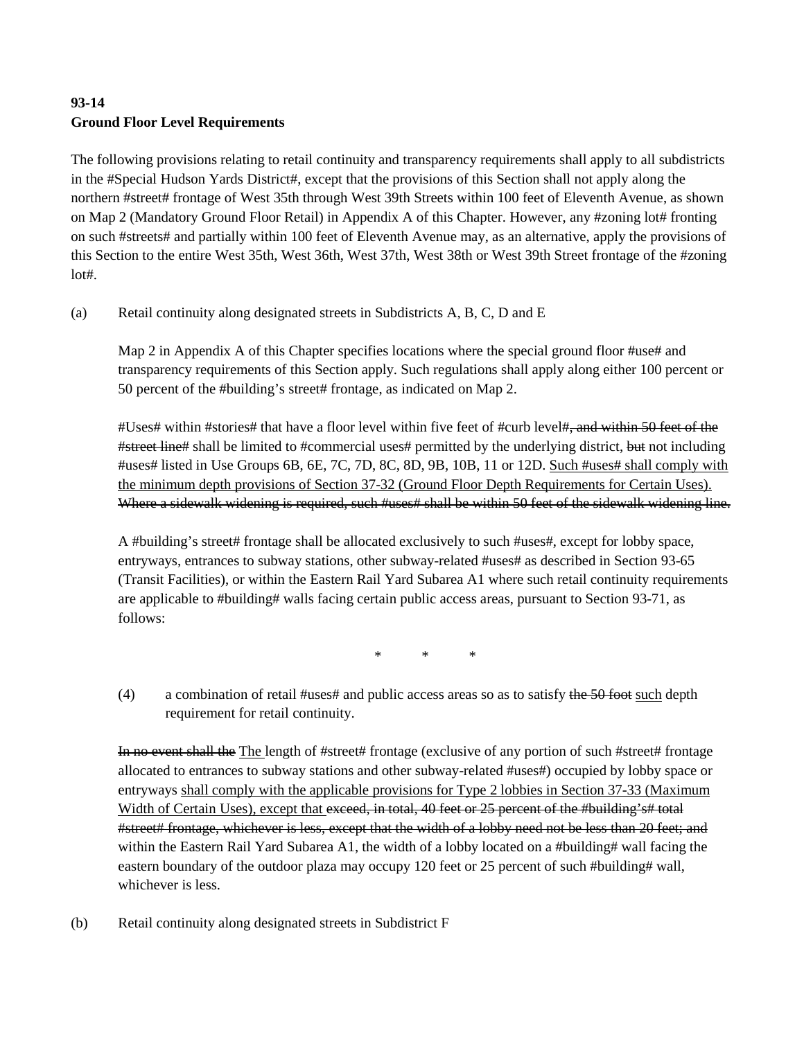**93-14**
**Ground Floor Level Requirements**

The following provisions relating to retail continuity and transparency requirements shall apply to all subdistricts in the #Special Hudson Yards District#, except that the provisions of this Section shall not apply along the northern #street# frontage of West 35th through West 39th Streets within 100 feet of Eleventh Avenue, as shown on Map 2 (Mandatory Ground Floor Retail) in Appendix A of this Chapter. However, any #zoning lot# fronting on such #streets# and partially within 100 feet of Eleventh Avenue may, as an alternative, apply the provisions of this Section to the entire West 35th, West 36th, West 37th, West 38th or West 39th Street frontage of the #zoning lot#.

(a) Retail continuity along designated streets in Subdistricts A, B, C, D and E

Map 2 in Appendix A of this Chapter specifies locations where the special ground floor #use# and transparency requirements of this Section apply. Such regulations shall apply along either 100 percent or 50 percent of the #building's street# frontage, as indicated on Map 2.

#Uses# within #stories# that have a floor level within five feet of #curb level#~~, and within 50 feet of the #street line#~~ shall be limited to #commercial uses# permitted by the underlying district, ~~but~~ not including #uses# listed in Use Groups 6B, 6E, 7C, 7D, 8C, 8D, 9B, 10B, 11 or 12D. <u>Such #uses# shall comply with the minimum depth provisions of Section 37-32 (Ground Floor Depth Requirements for Certain Uses).</u> ~~Where a sidewalk widening is required, such #uses# shall be within 50 feet of the sidewalk widening line.~~

A #building's street# frontage shall be allocated exclusively to such #uses#, except for lobby space, entryways, entrances to subway stations, other subway-related #uses# as described in Section 93-65 (Transit Facilities), or within the Eastern Rail Yard Subarea A1 where such retail continuity requirements are applicable to #building# walls facing certain public access areas, pursuant to Section 93-71, as follows:

\* \* \*

(4) a combination of retail #uses# and public access areas so as to satisfy ~~the 50 foot~~ <u>such</u> depth requirement for retail continuity.

~~In no event shall the~~ <u>The</u> length of #street# frontage (exclusive of any portion of such #street# frontage allocated to entrances to subway stations and other subway-related #uses#) occupied by lobby space or entryways <u>shall comply with the applicable provisions for Type 2 lobbies in Section 37-33 (Maximum Width of Certain Uses), except that</u> ~~exceed, in total, 40 feet or 25 percent of the #building's# total #street# frontage, whichever is less, except that the width of a lobby need not be less than 20 feet; and~~ within the Eastern Rail Yard Subarea A1, the width of a lobby located on a #building# wall facing the eastern boundary of the outdoor plaza may occupy 120 feet or 25 percent of such #building# wall, whichever is less.

(b) Retail continuity along designated streets in Subdistrict F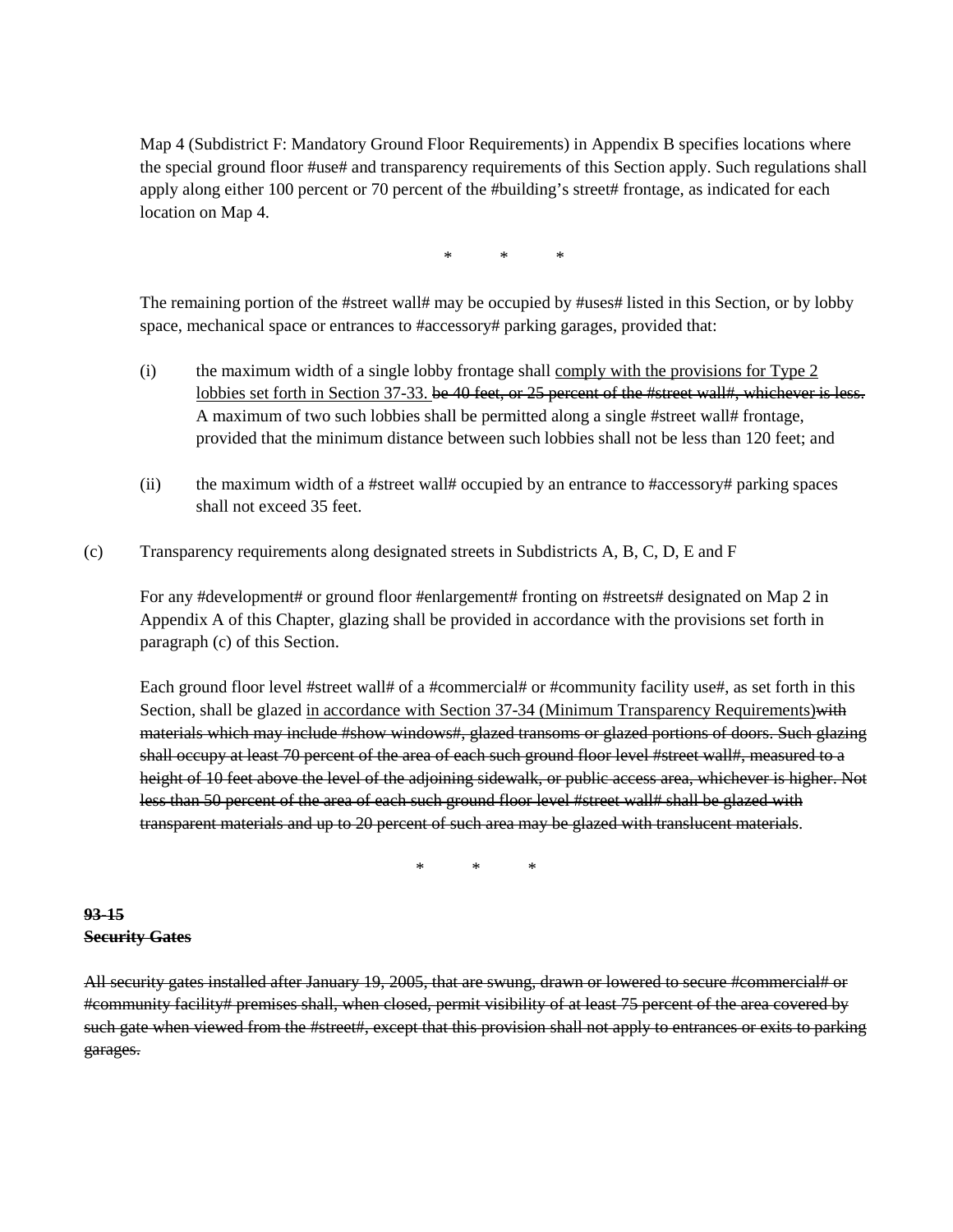Map 4 (Subdistrict F: Mandatory Ground Floor Requirements) in Appendix B specifies locations where the special ground floor #use# and transparency requirements of this Section apply. Such regulations shall apply along either 100 percent or 70 percent of the #building's street# frontage, as indicated for each location on Map 4.

\*       \*       \*

The remaining portion of the #street wall# may be occupied by #uses# listed in this Section, or by lobby space, mechanical space or entrances to #accessory# parking garages, provided that:

(i) the maximum width of a single lobby frontage shall <u>comply with the provisions for Type 2 lobbies set forth in Section 37-33.</u> ~~be 40 feet, or 25 percent of the #street wall#, whichever is less.~~ A maximum of two such lobbies shall be permitted along a single #street wall# frontage, provided that the minimum distance between such lobbies shall not be less than 120 feet; and

(ii) the maximum width of a #street wall# occupied by an entrance to #accessory# parking spaces shall not exceed 35 feet.

(c) Transparency requirements along designated streets in Subdistricts A, B, C, D, E and F

For any #development# or ground floor #enlargement# fronting on #streets# designated on Map 2 in Appendix A of this Chapter, glazing shall be provided in accordance with the provisions set forth in paragraph (c) of this Section.

Each ground floor level #street wall# of a #commercial# or #community facility use#, as set forth in this Section, shall be glazed <u>in accordance with Section 37-34 (Minimum Transparency Requirements)</u>~~with materials which may include #show windows#, glazed transoms or glazed portions of doors. Such glazing shall occupy at least 70 percent of the area of each such ground floor level #street wall#, measured to a height of 10 feet above the level of the adjoining sidewalk, or public access area, whichever is higher. Not less than 50 percent of the area of each such ground floor level #street wall# shall be glazed with transparent materials and up to 20 percent of such area may be glazed with translucent materials~~.

\*       \*       \*

**~~93-15~~**
**~~Security Gates~~**

~~All security gates installed after January 19, 2005, that are swung, drawn or lowered to secure #commercial# or #community facility# premises shall, when closed, permit visibility of at least 75 percent of the area covered by such gate when viewed from the #street#, except that this provision shall not apply to entrances or exits to parking garages.~~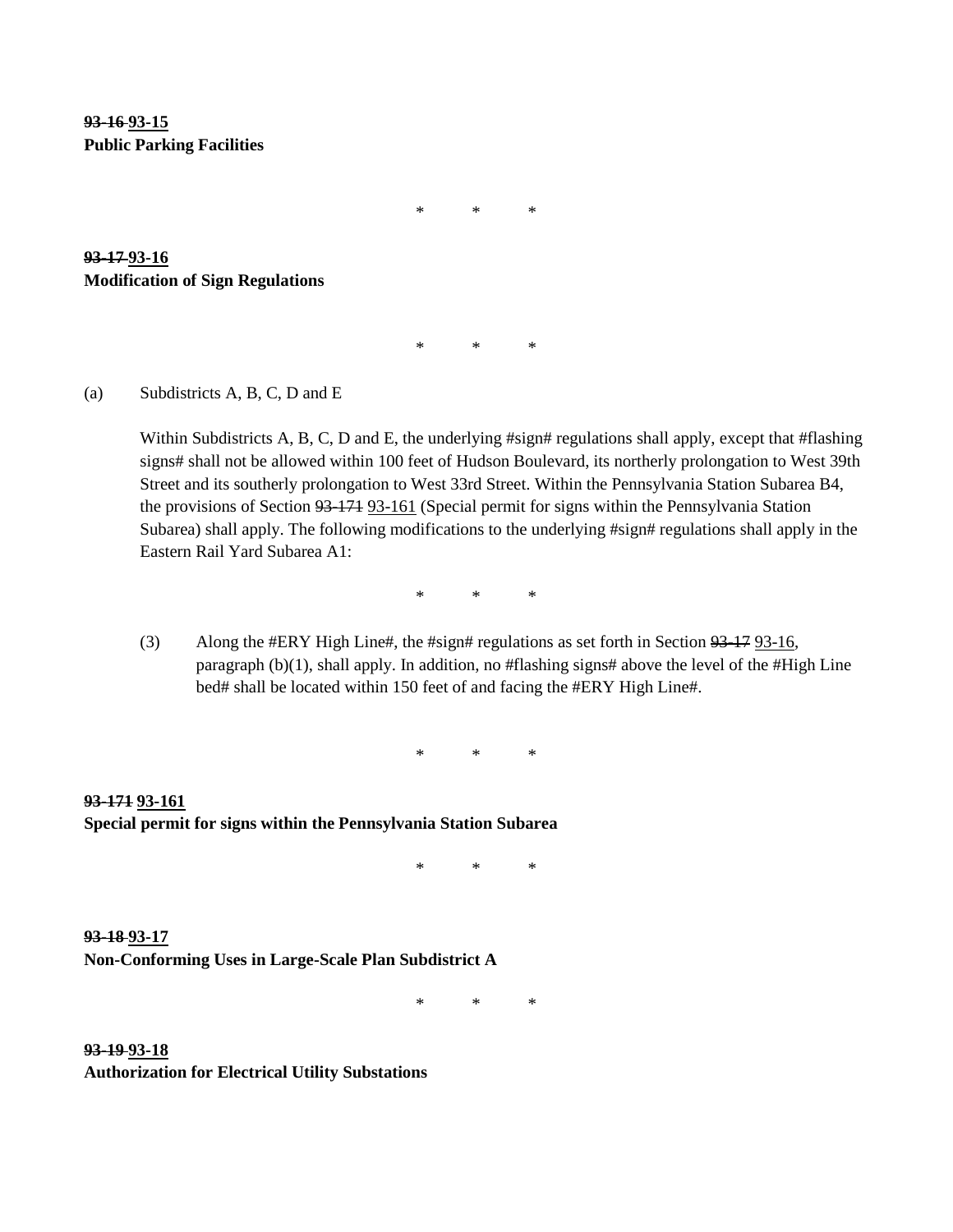**~~93-16~~ 93-15**
**Public Parking Facilities**

\*        \*        \*

**~~93-17~~ 93-16**
**Modification of Sign Regulations**

\*        \*        \*

(a) Subdistricts A, B, C, D and E

Within Subdistricts A, B, C, D and E, the underlying #sign# regulations shall apply, except that #flashing signs# shall not be allowed within 100 feet of Hudson Boulevard, its northerly prolongation to West 39th Street and its southerly prolongation to West 33rd Street. Within the Pennsylvania Station Subarea B4, the provisions of Section ~~93-171~~ 93-161 (Special permit for signs within the Pennsylvania Station Subarea) shall apply. The following modifications to the underlying #sign# regulations shall apply in the Eastern Rail Yard Subarea A1:

\*        \*        \*

(3) Along the #ERY High Line#, the #sign# regulations as set forth in Section ~~93-17~~ 93-16, paragraph (b)(1), shall apply. In addition, no #flashing signs# above the level of the #High Line bed# shall be located within 150 feet of and facing the #ERY High Line#.

\*        \*        \*

**~~93-171~~ 93-161**
**Special permit for signs within the Pennsylvania Station Subarea**

\*        \*        \*

**~~93-18~~ 93-17**
**Non-Conforming Uses in Large-Scale Plan Subdistrict A**

\*        \*        \*

**~~93-19~~ 93-18**
**Authorization for Electrical Utility Substations**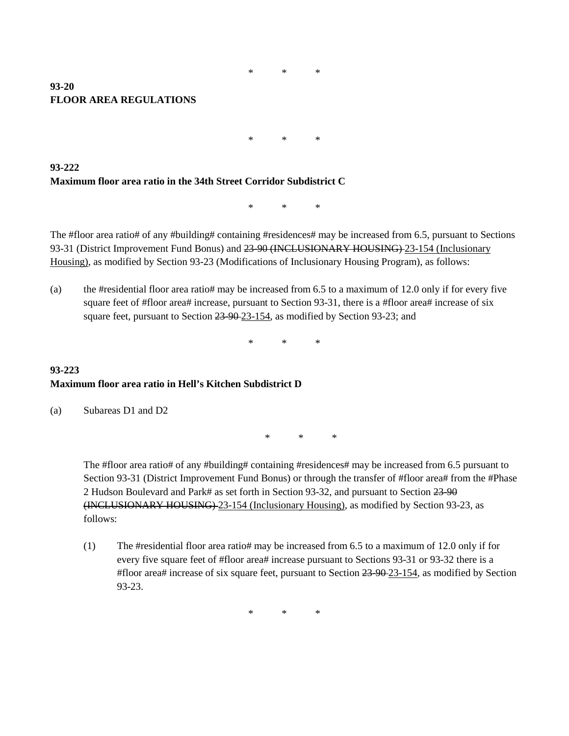\*    \*    \*

**93-20**
**FLOOR AREA REGULATIONS**

\*    \*    \*

**93-222**
**Maximum floor area ratio in the 34th Street Corridor Subdistrict C**

\*    \*    \*

The #floor area ratio# of any #building# containing #residences# may be increased from 6.5, pursuant to Sections 93-31 (District Improvement Fund Bonus) and ~~23-90 (INCLUSIONARY HOUSING)~~ <u>23-154 (Inclusionary Housing)</u>, as modified by Section 93-23 (Modifications of Inclusionary Housing Program), as follows:

(a) the #residential floor area ratio# may be increased from 6.5 to a maximum of 12.0 only if for every five square feet of #floor area# increase, pursuant to Section 93-31, there is a #floor area# increase of six square feet, pursuant to Section ~~23-90~~ <u>23-154</u>, as modified by Section 93-23; and

\*    \*    \*

**93-223**
**Maximum floor area ratio in Hell's Kitchen Subdistrict D**

(a) Subareas D1 and D2

\*    \*    \*

The #floor area ratio# of any #building# containing #residences# may be increased from 6.5 pursuant to Section 93-31 (District Improvement Fund Bonus) or through the transfer of #floor area# from the #Phase 2 Hudson Boulevard and Park# as set forth in Section 93-32, and pursuant to Section ~~23-90 (INCLUSIONARY HOUSING)~~ <u>23-154 (Inclusionary Housing)</u>, as modified by Section 93-23, as follows:

(1) The #residential floor area ratio# may be increased from 6.5 to a maximum of 12.0 only if for every five square feet of #floor area# increase pursuant to Sections 93-31 or 93-32 there is a #floor area# increase of six square feet, pursuant to Section ~~23-90~~ <u>23-154</u>, as modified by Section 93-23.

\*    \*    \*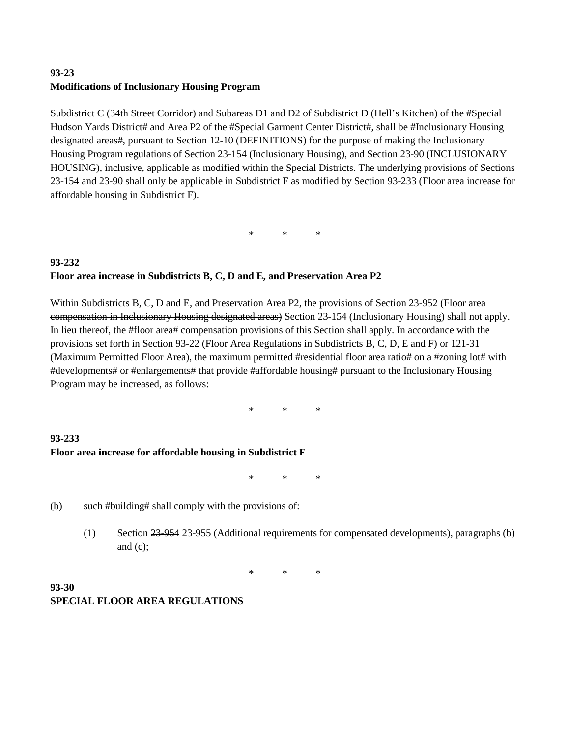**93-23**
**Modifications of Inclusionary Housing Program**

Subdistrict C (34th Street Corridor) and Subareas D1 and D2 of Subdistrict D (Hell's Kitchen) of the #Special Hudson Yards District# and Area P2 of the #Special Garment Center District#, shall be #Inclusionary Housing designated areas#, pursuant to Section 12-10 (DEFINITIONS) for the purpose of making the Inclusionary Housing Program regulations of <u>Section 23-154 (Inclusionary Housing), and</u> Section 23-90 (INCLUSIONARY HOUSING), inclusive, applicable as modified within the Special Districts. The underlying provisions of Section<u>s</u> <u>23-154 and</u> 23-90 shall only be applicable in Subdistrict F as modified by Section 93-233 (Floor area increase for affordable housing in Subdistrict F).

\* \* \*

**93-232**
**Floor area increase in Subdistricts B, C, D and E, and Preservation Area P2**

Within Subdistricts B, C, D and E, and Preservation Area P2, the provisions of ~~Section 23-952 (Floor area compensation in Inclusionary Housing designated areas)~~ <u>Section 23-154 (Inclusionary Housing)</u> shall not apply. In lieu thereof, the #floor area# compensation provisions of this Section shall apply. In accordance with the provisions set forth in Section 93-22 (Floor Area Regulations in Subdistricts B, C, D, E and F) or 121-31 (Maximum Permitted Floor Area), the maximum permitted #residential floor area ratio# on a #zoning lot# with #developments# or #enlargements# that provide #affordable housing# pursuant to the Inclusionary Housing Program may be increased, as follows:

\* \* \*

**93-233**
**Floor area increase for affordable housing in Subdistrict F**

\* \* \*

(b) such #building# shall comply with the provisions of:

(1) Section ~~23-954~~ <u>23-955</u> (Additional requirements for compensated developments), paragraphs (b) and (c);

\* \* \*

**93-30**
**SPECIAL FLOOR AREA REGULATIONS**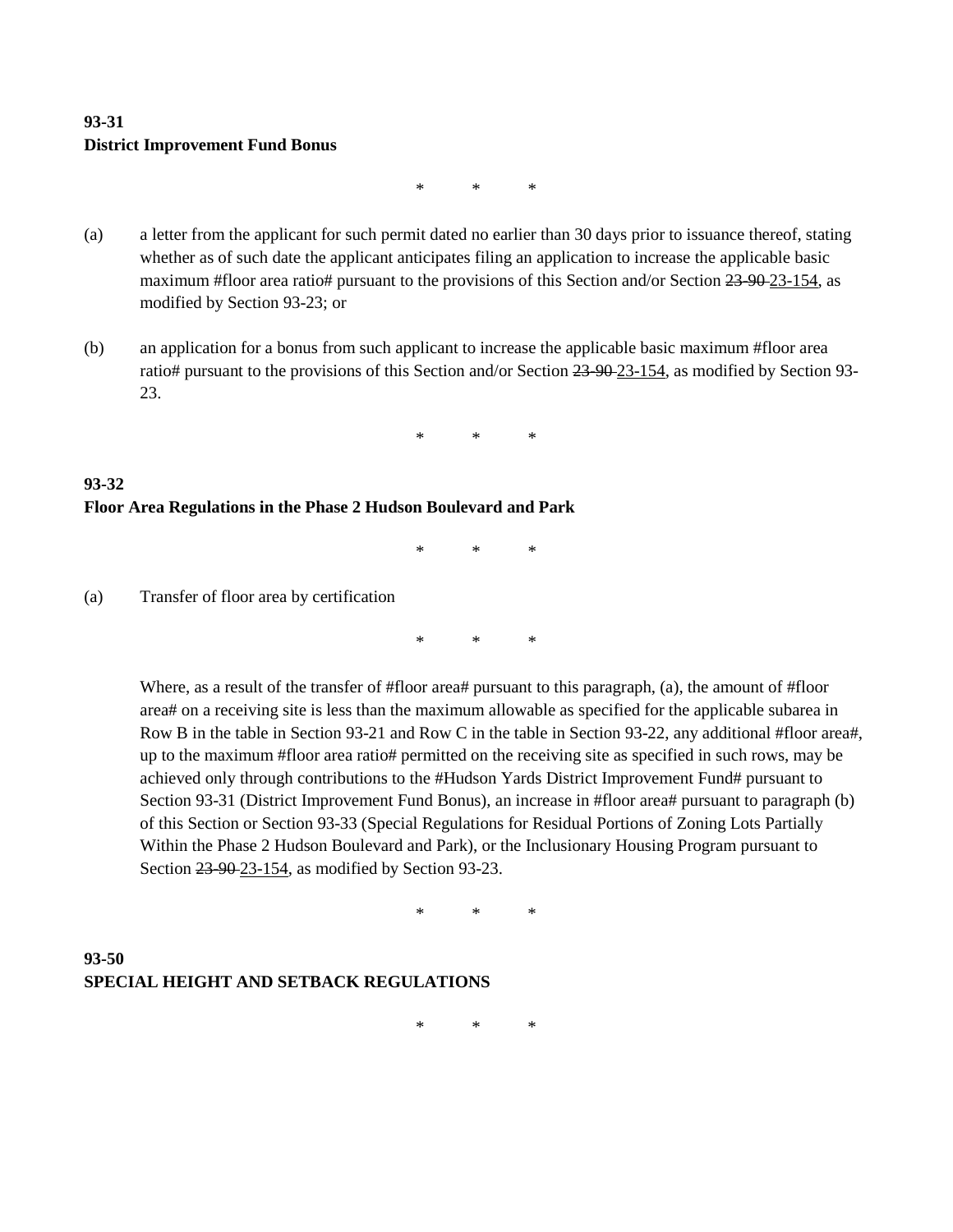**93-31**
**District Improvement Fund Bonus**

\*     \*     \*

(a) a letter from the applicant for such permit dated no earlier than 30 days prior to issuance thereof, stating whether as of such date the applicant anticipates filing an application to increase the applicable basic maximum #floor area ratio# pursuant to the provisions of this Section and/or Section ~~23-90~~ 23-154, as modified by Section 93-23; or

(b) an application for a bonus from such applicant to increase the applicable basic maximum #floor area ratio# pursuant to the provisions of this Section and/or Section ~~23-90~~ 23-154, as modified by Section 93-23.

\*     \*     \*

**93-32**
**Floor Area Regulations in the Phase 2 Hudson Boulevard and Park**

\*     \*     \*

(a) Transfer of floor area by certification

\*     \*     \*

Where, as a result of the transfer of #floor area# pursuant to this paragraph, (a), the amount of #floor area# on a receiving site is less than the maximum allowable as specified for the applicable subarea in Row B in the table in Section 93-21 and Row C in the table in Section 93-22, any additional #floor area#, up to the maximum #floor area ratio# permitted on the receiving site as specified in such rows, may be achieved only through contributions to the #Hudson Yards District Improvement Fund# pursuant to Section 93-31 (District Improvement Fund Bonus), an increase in #floor area# pursuant to paragraph (b) of this Section or Section 93-33 (Special Regulations for Residual Portions of Zoning Lots Partially Within the Phase 2 Hudson Boulevard and Park), or the Inclusionary Housing Program pursuant to Section ~~23-90~~ 23-154, as modified by Section 93-23.

\*     \*     \*

**93-50**
**SPECIAL HEIGHT AND SETBACK REGULATIONS**

\*     \*     \*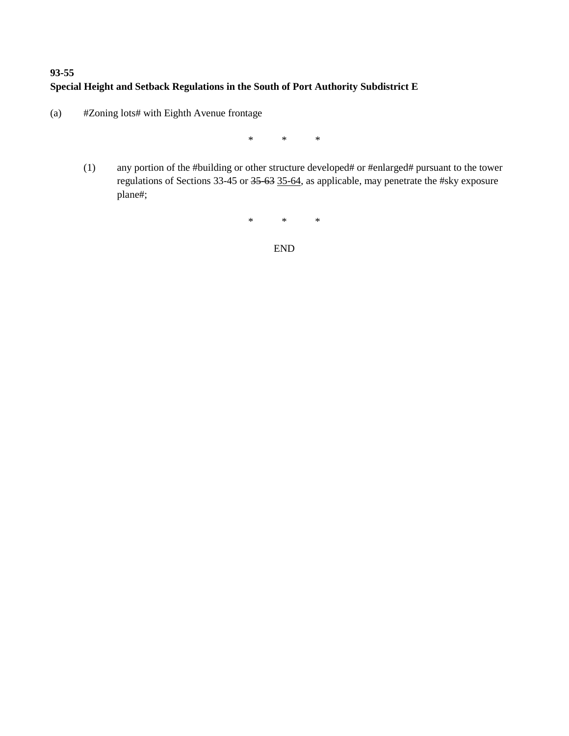**93-55**
**Special Height and Setback Regulations in the South of Port Authority Subdistrict E**

(a) #Zoning lots# with Eighth Avenue frontage

\* \* \*

(1) any portion of the #building or other structure developed# or #enlarged# pursuant to the tower regulations of Sections 33-45 or ~~35-63~~ <u>35-64</u>, as applicable, may penetrate the #sky exposure plane#;

\* \* \*

END